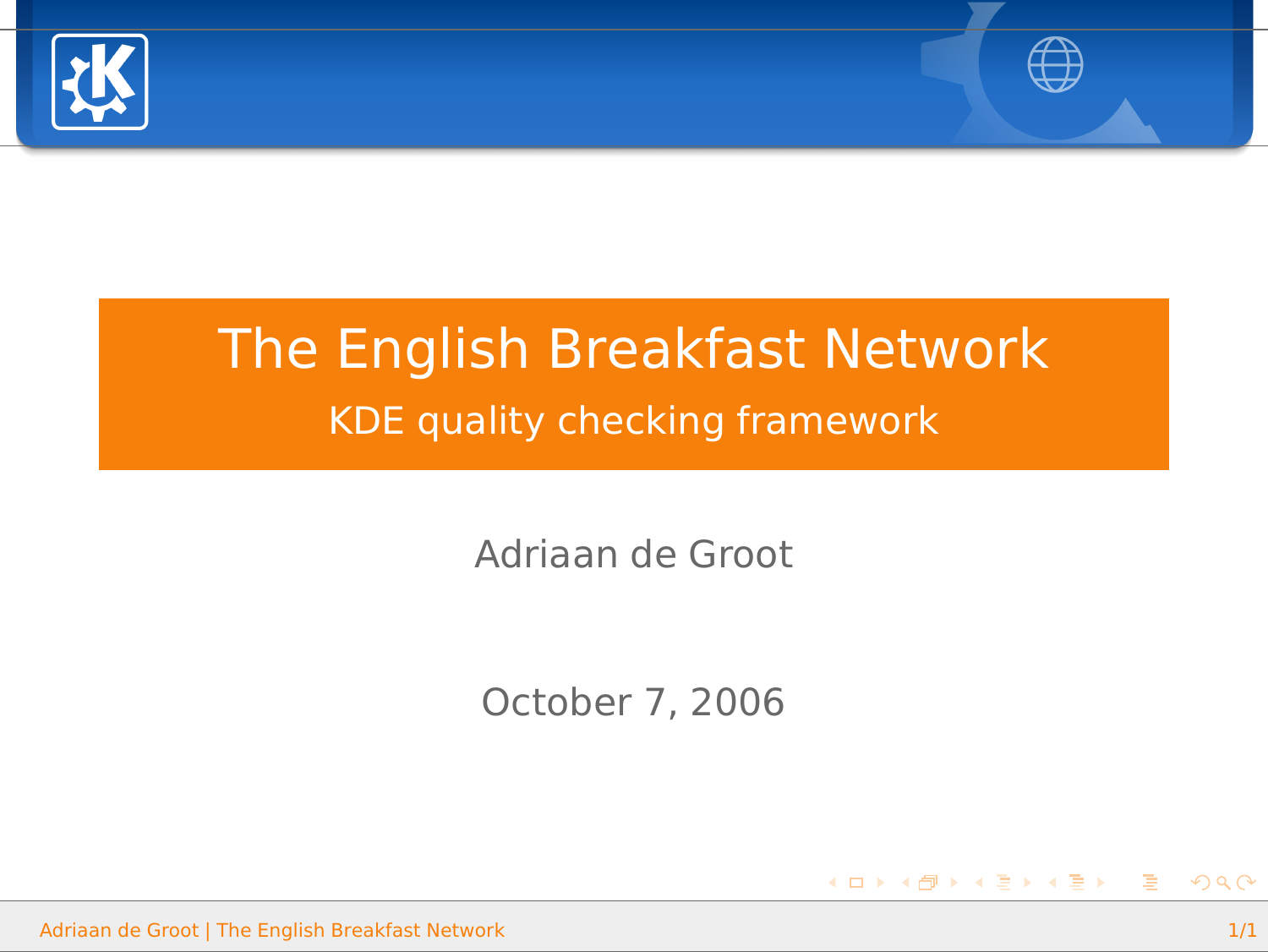# The English Breakfast Network

## KDE quality checking framework

Adriaan de Groot

October 7, 2006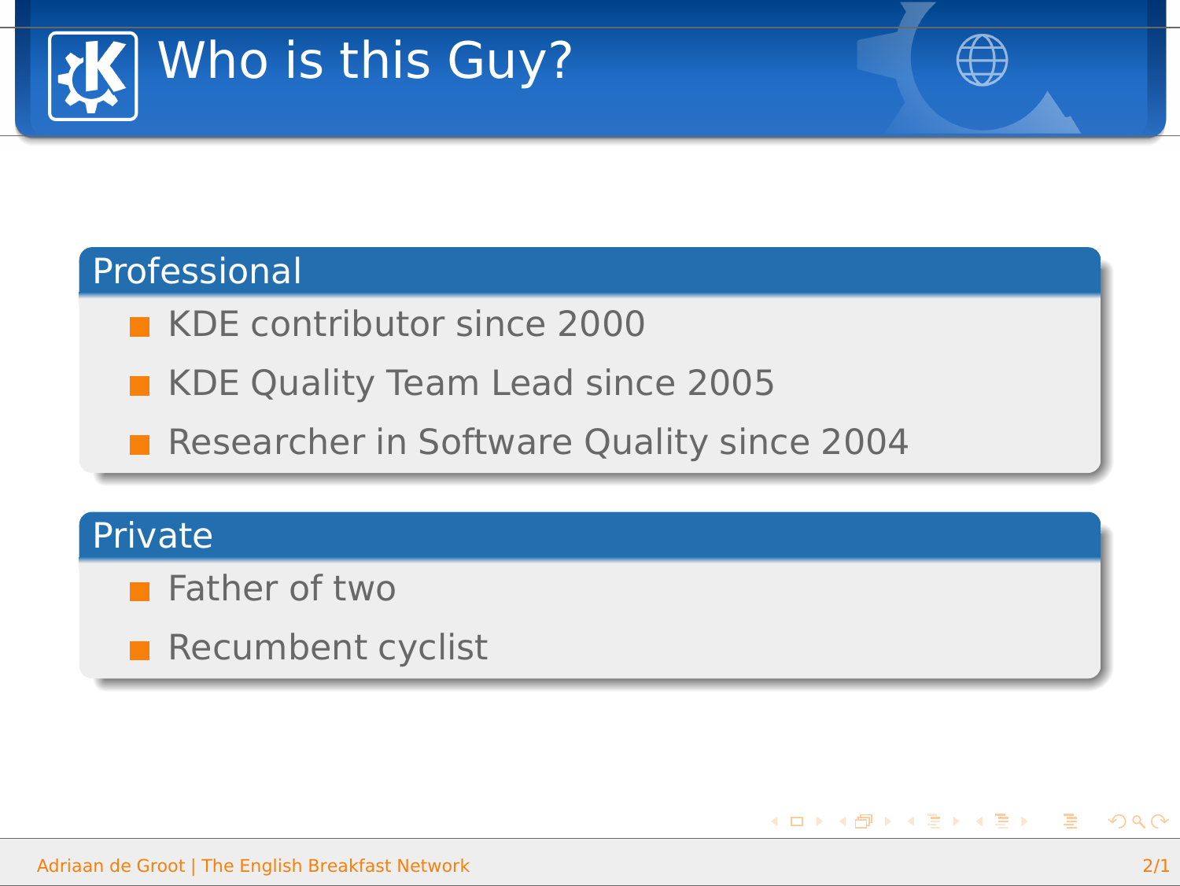# Who is this Guy?

## Professional

- KDE contributor since 2000
- KDE Quality Team Lead since 2005
- Researcher in Software Quality since 2004

## Private

- Father of two
- Recumbent cyclist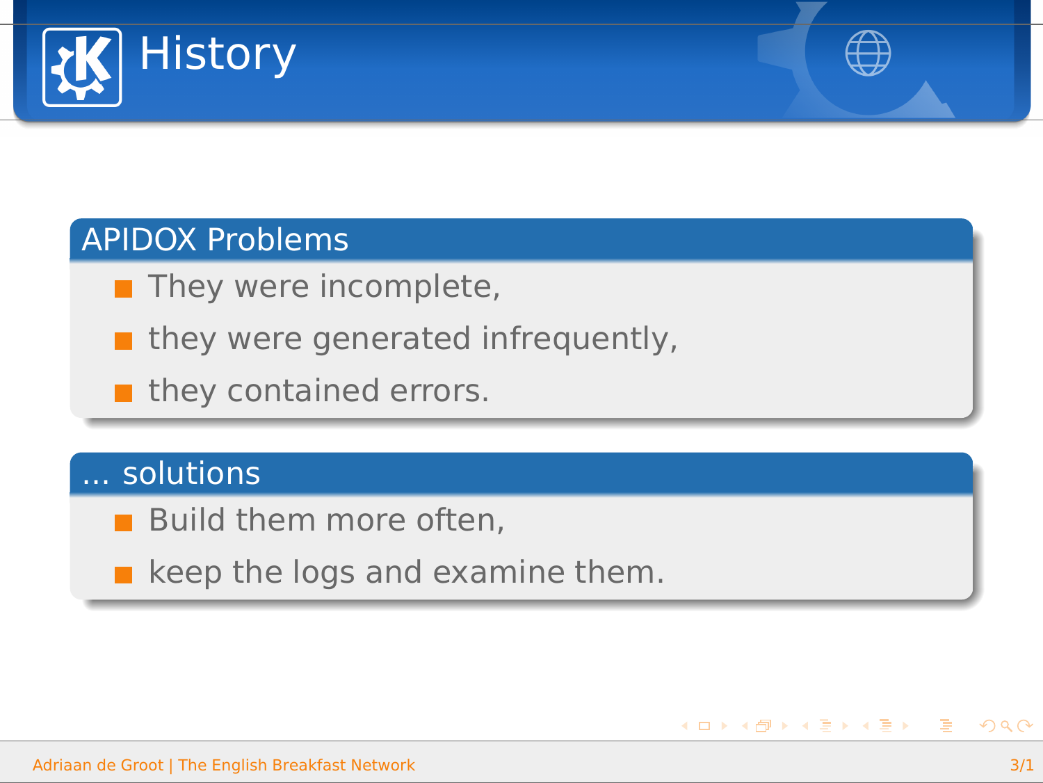# History

## APIDOX Problems

- They were incomplete,
- they were generated infrequently,
- they contained errors.

## ... solutions

- Build them more often,
- keep the logs and examine them.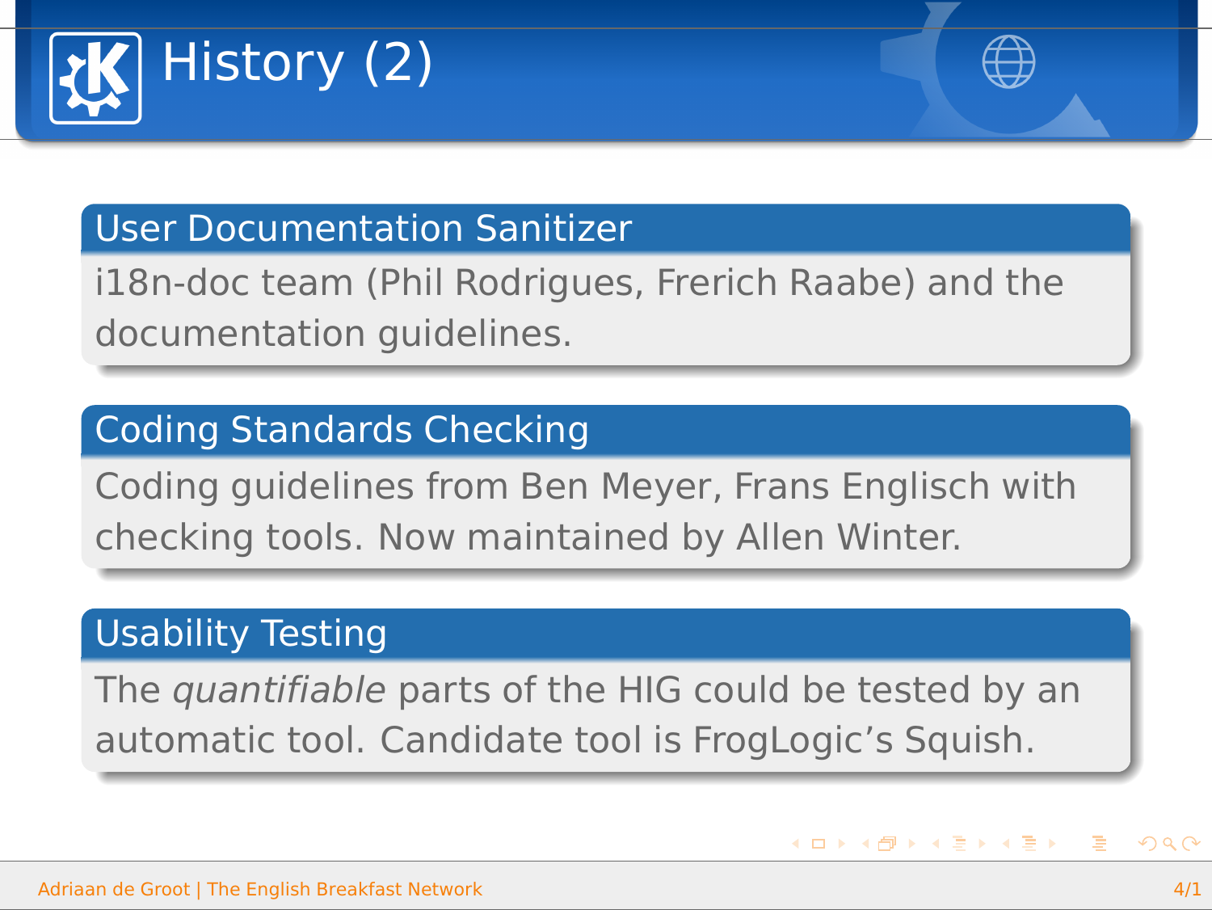# History (2)

### User Documentation Sanitizer

i18n-doc team (Phil Rodrigues, Frerich Raabe) and the documentation guidelines.

### Coding Standards Checking

Coding guidelines from Ben Meyer, Frans Englisch with checking tools. Now maintained by Allen Winter.

### Usability Testing

The *quantifiable* parts of the HIG could be tested by an automatic tool. Candidate tool is FrogLogic's Squish.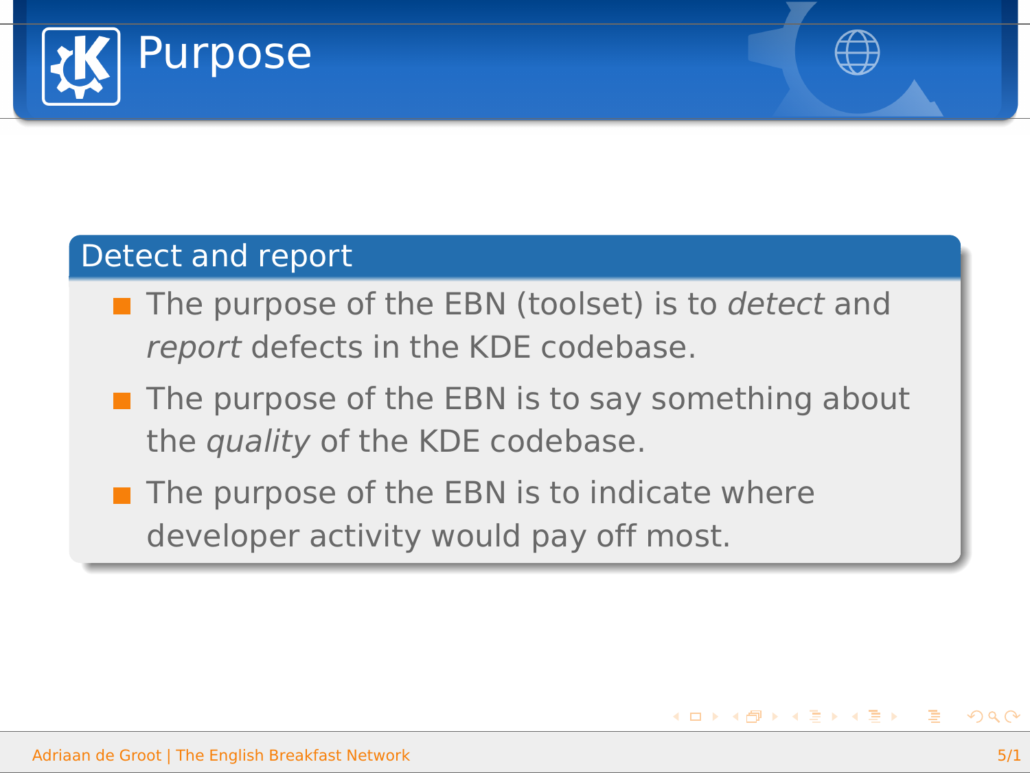# Purpose

## Detect and report

- The purpose of the EBN (toolset) is to *detect* and *report* defects in the KDE codebase.
- The purpose of the EBN is to say something about the *quality* of the KDE codebase.
- The purpose of the EBN is to indicate where developer activity would pay off most.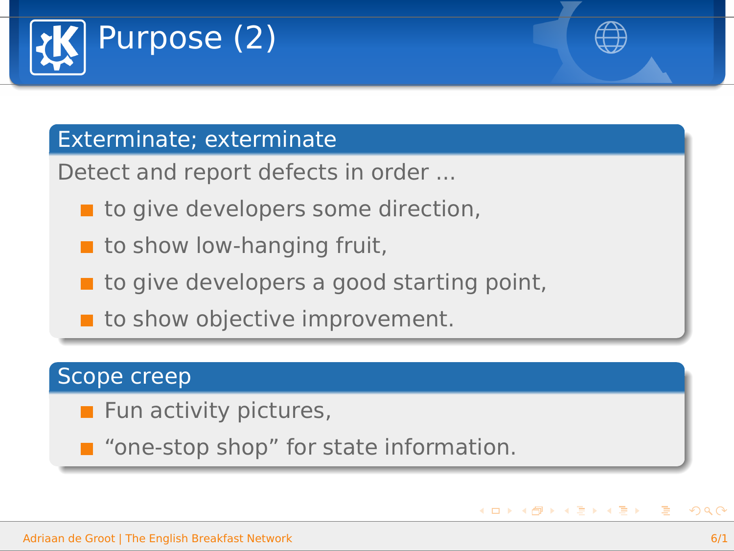# Purpose (2)

## Exterminate; exterminate

Detect and report defects in order ...

- to give developers some direction,
- to show low-hanging fruit,
- to give developers a good starting point,
- to show objective improvement.

## Scope creep

- Fun activity pictures,
- “one-stop shop” for state information.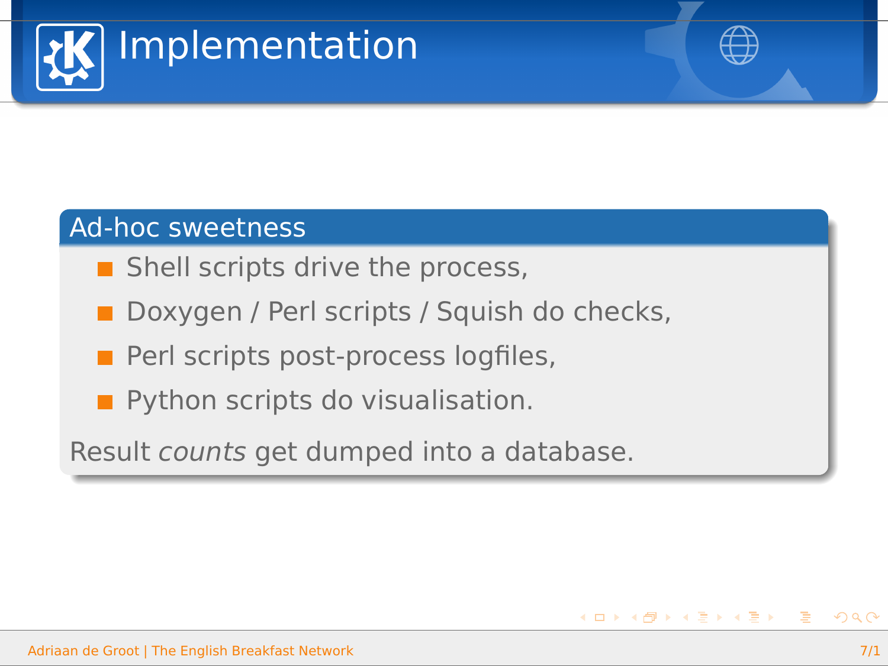# Implementation

## Ad-hoc sweetness

- Shell scripts drive the process,
- Doxygen / Perl scripts / Squish do checks,
- Perl scripts post-process logfiles,
- Python scripts do visualisation.

Result *counts* get dumped into a database.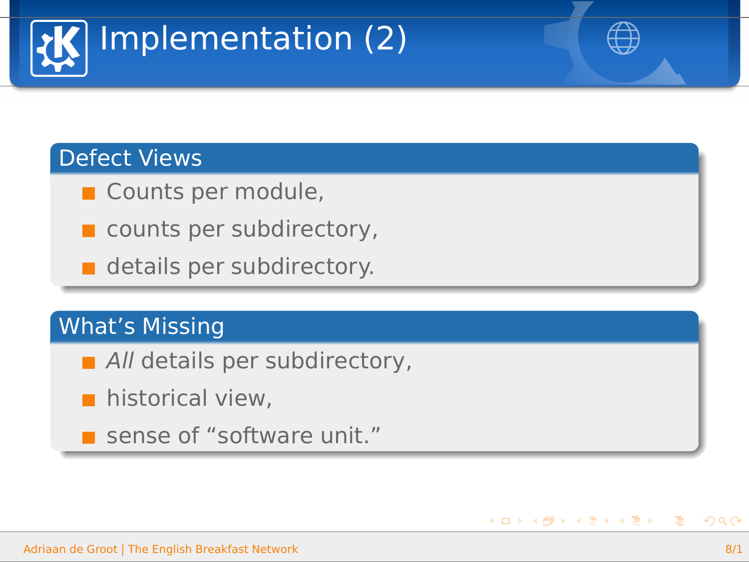# Implementation (2)

## Defect Views

- Counts per module,
- counts per subdirectory,
- details per subdirectory.

## What's Missing

- *All* details per subdirectory,
- historical view,
- sense of "software unit."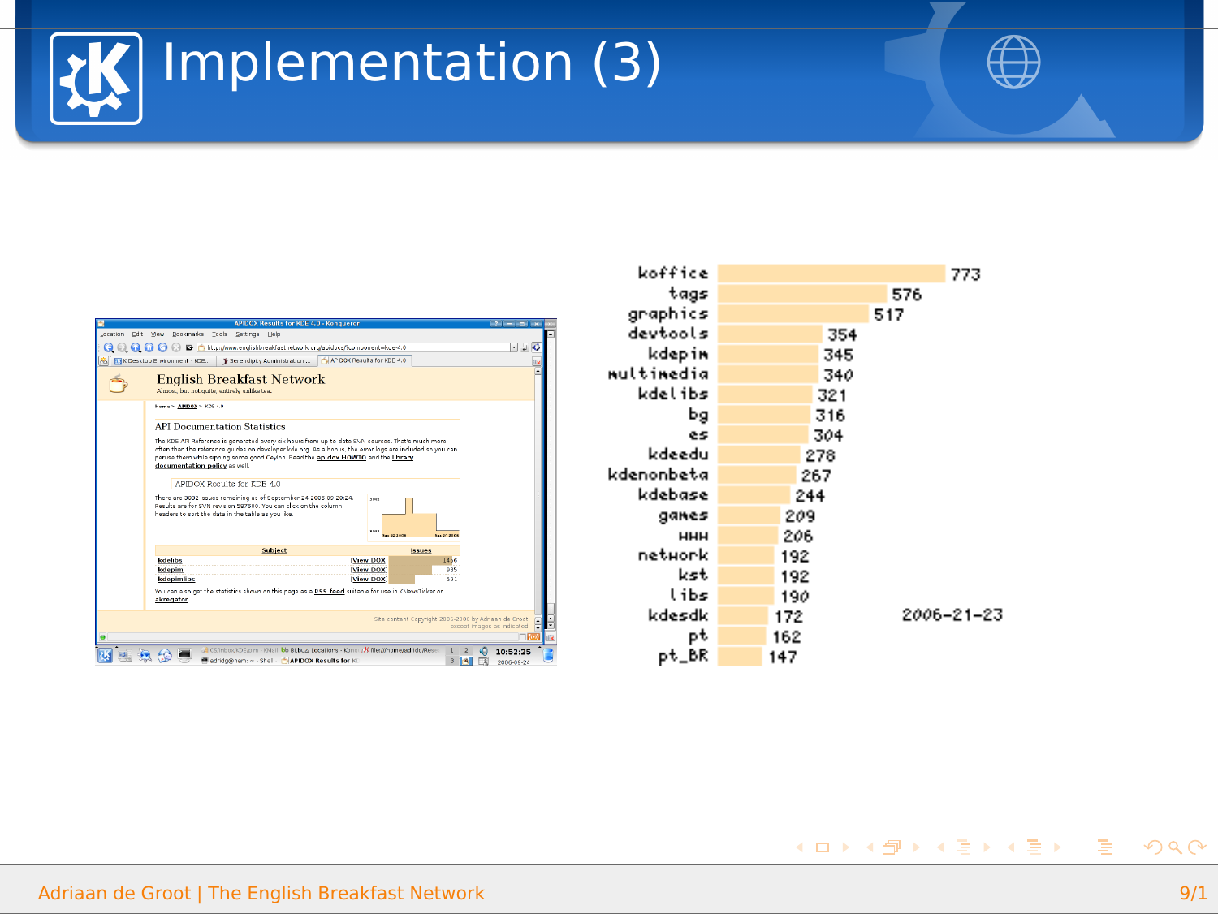# Implementation (3)

| Component | Issues |
|---|---|
| koffice | 773 |
| tags | 576 |
| graphics | 517 |
| devtools | 354 |
| kdepim | 345 |
| multimedia | 340 |
| kdelibs | 321 |
| bg | 316 |
| es | 304 |
| kdeedu | 278 |
| kdenonbeta | 267 |
| kdebase | 244 |
| games | 209 |
| www | 206 |
| network | 192 |
| kst | 192 |
| libs | 190 |
| kdesdk | 172 |
| pt | 162 |
| pt_BR | 147 |

2006-21-23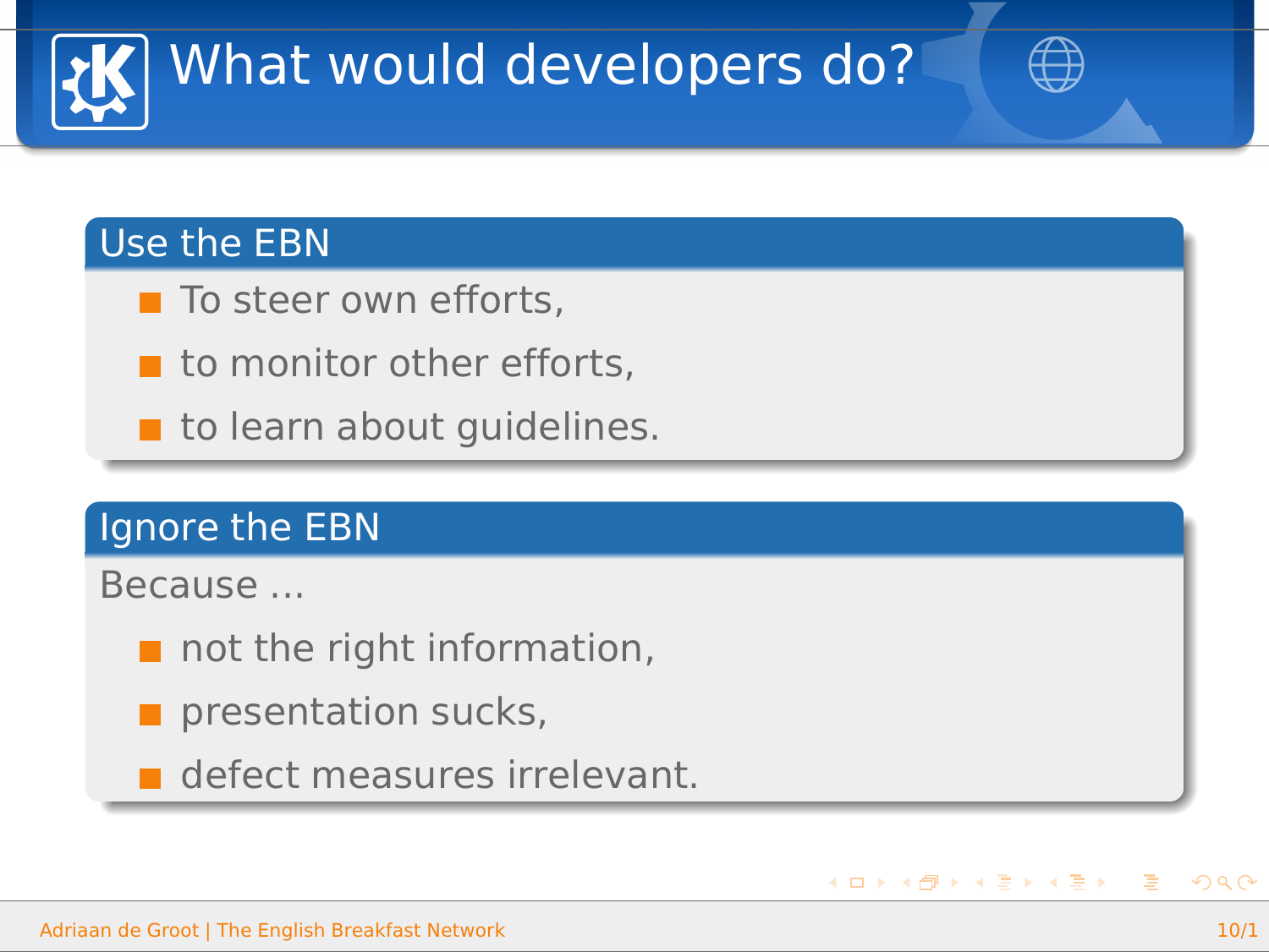# What would developers do?

## Use the EBN

- To steer own efforts,
- to monitor other efforts,
- to learn about guidelines.

## Ignore the EBN

Because ...

- not the right information,
- presentation sucks,
- defect measures irrelevant.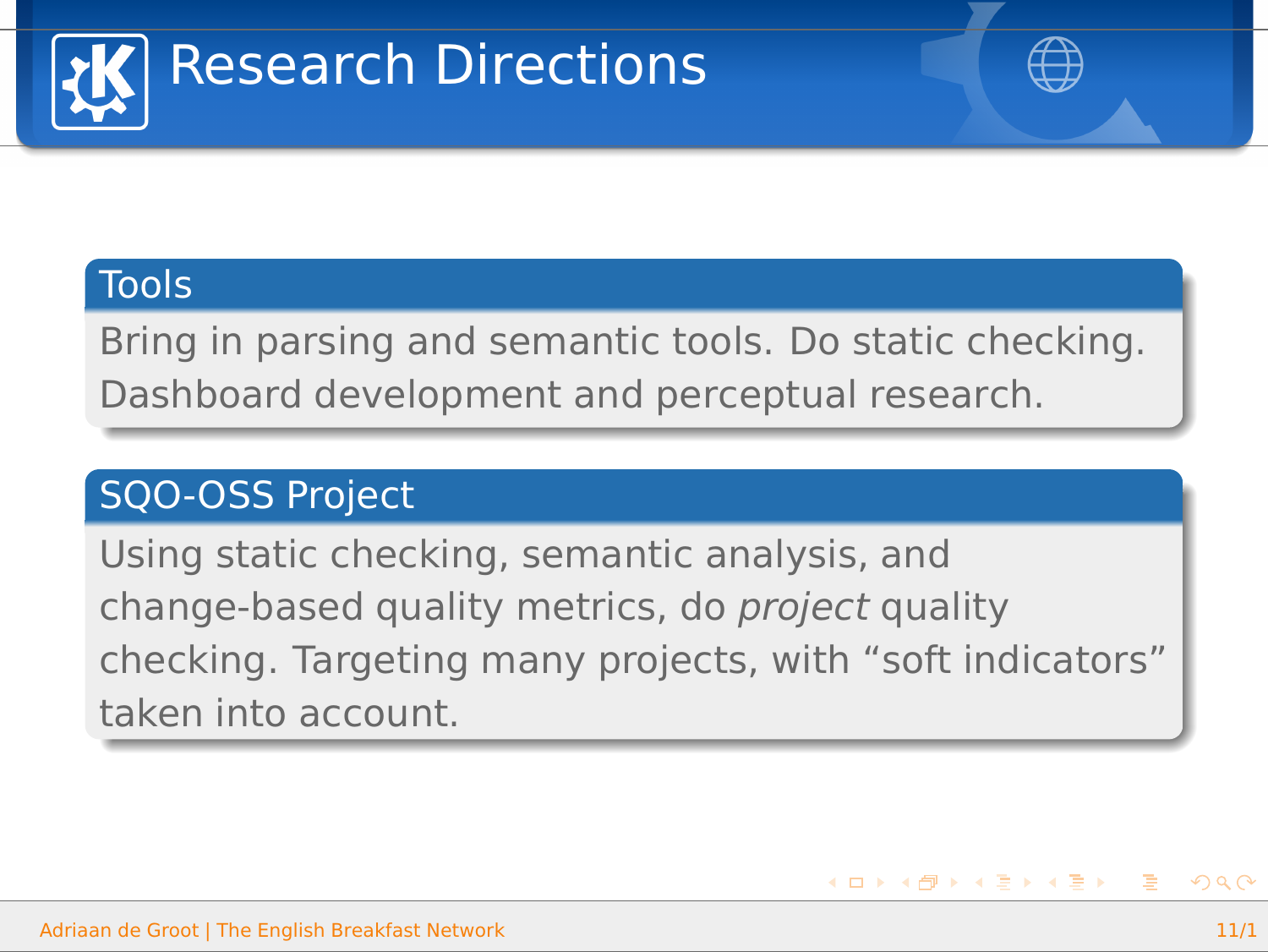# Research Directions

## Tools

Bring in parsing and semantic tools. Do static checking. Dashboard development and perceptual research.

## SQO-OSS Project

Using static checking, semantic analysis, and change-based quality metrics, do *project* quality checking. Targeting many projects, with “soft indicators” taken into account.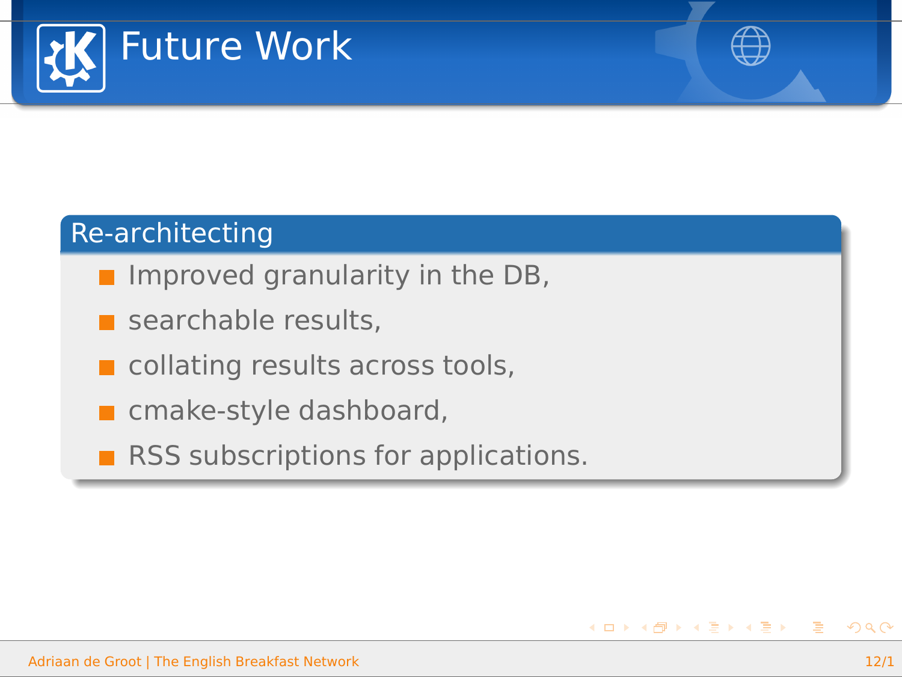# Future Work

## Re-architecting

- Improved granularity in the DB,
- searchable results,
- collating results across tools,
- cmake-style dashboard,
- RSS subscriptions for applications.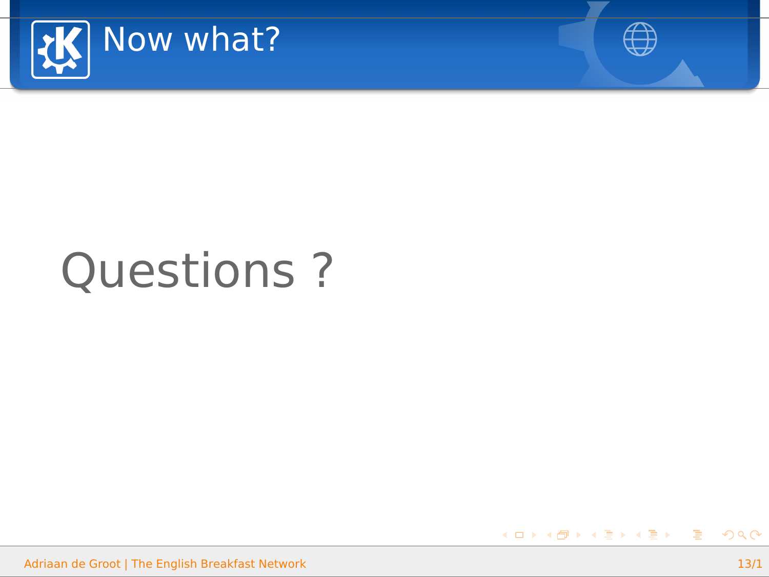# Now what?

Questions ?